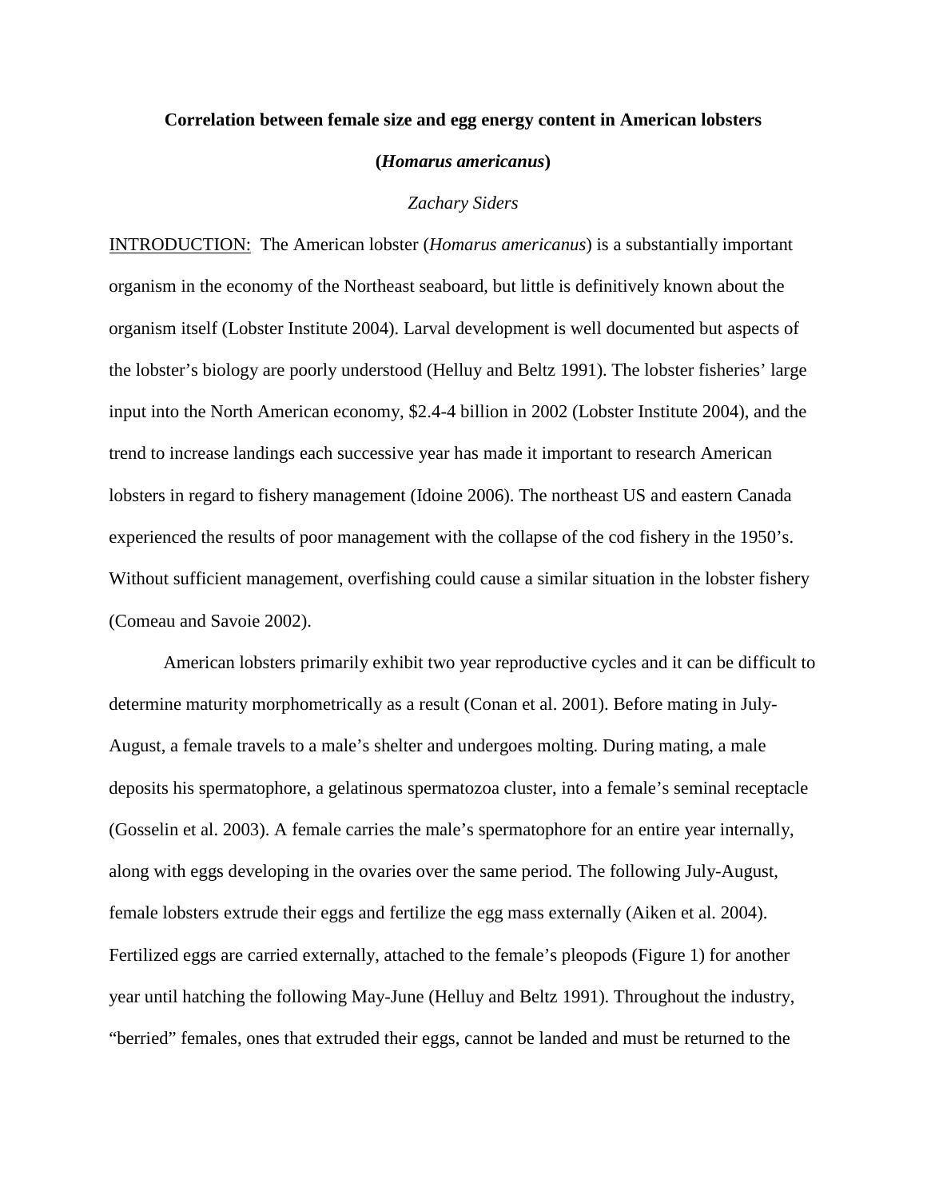# Correlation between female size and egg energy content in American lobsters (*Homarus americanus*)

*Zachary Siders*

INTRODUCTION: The American lobster (*Homarus americanus*) is a substantially important organism in the economy of the Northeast seaboard, but little is definitively known about the organism itself (Lobster Institute 2004). Larval development is well documented but aspects of the lobster's biology are poorly understood (Helluy and Beltz 1991). The lobster fisheries' large input into the North American economy, $2.4-4 billion in 2002 (Lobster Institute 2004), and the trend to increase landings each successive year has made it important to research American lobsters in regard to fishery management (Idoine 2006). The northeast US and eastern Canada experienced the results of poor management with the collapse of the cod fishery in the 1950's. Without sufficient management, overfishing could cause a similar situation in the lobster fishery (Comeau and Savoie 2002).

American lobsters primarily exhibit two year reproductive cycles and it can be difficult to determine maturity morphometrically as a result (Conan et al. 2001). Before mating in July-August, a female travels to a male's shelter and undergoes molting. During mating, a male deposits his spermatophore, a gelatinous spermatozoa cluster, into a female's seminal receptacle (Gosselin et al. 2003). A female carries the male's spermatophore for an entire year internally, along with eggs developing in the ovaries over the same period. The following July-August, female lobsters extrude their eggs and fertilize the egg mass externally (Aiken et al. 2004). Fertilized eggs are carried externally, attached to the female's pleopods (Figure 1) for another year until hatching the following May-June (Helluy and Beltz 1991). Throughout the industry, "berried" females, ones that extruded their eggs, cannot be landed and must be returned to the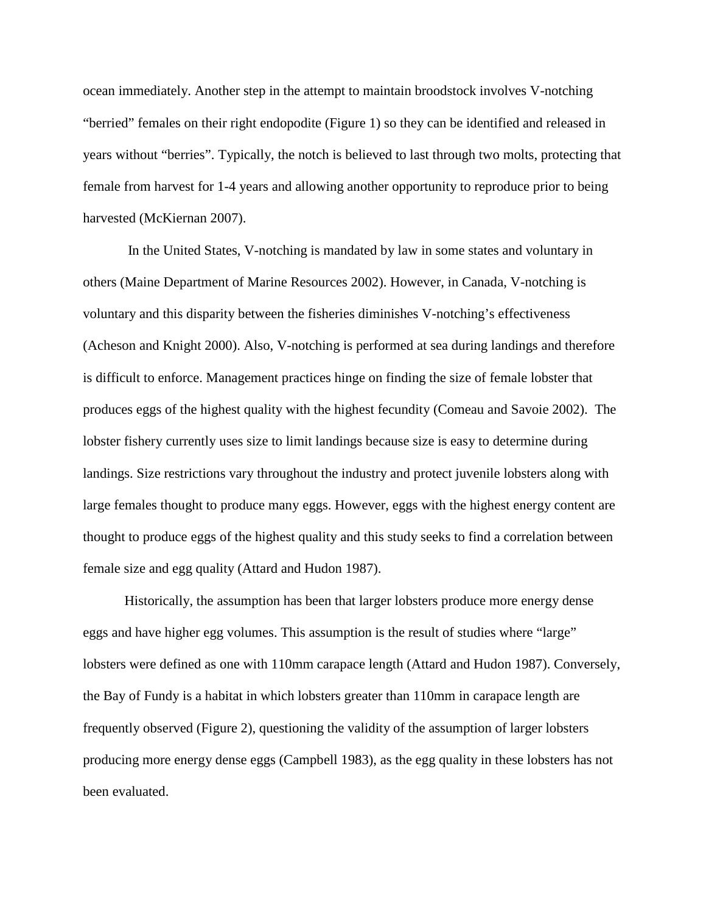ocean immediately. Another step in the attempt to maintain broodstock involves V-notching "berried" females on their right endopodite (Figure 1) so they can be identified and released in years without "berries". Typically, the notch is believed to last through two molts, protecting that female from harvest for 1-4 years and allowing another opportunity to reproduce prior to being harvested (McKiernan 2007).

In the United States, V-notching is mandated by law in some states and voluntary in others (Maine Department of Marine Resources 2002). However, in Canada, V-notching is voluntary and this disparity between the fisheries diminishes V-notching's effectiveness (Acheson and Knight 2000). Also, V-notching is performed at sea during landings and therefore is difficult to enforce. Management practices hinge on finding the size of female lobster that produces eggs of the highest quality with the highest fecundity (Comeau and Savoie 2002). The lobster fishery currently uses size to limit landings because size is easy to determine during landings. Size restrictions vary throughout the industry and protect juvenile lobsters along with large females thought to produce many eggs. However, eggs with the highest energy content are thought to produce eggs of the highest quality and this study seeks to find a correlation between female size and egg quality (Attard and Hudon 1987).

Historically, the assumption has been that larger lobsters produce more energy dense eggs and have higher egg volumes. This assumption is the result of studies where "large" lobsters were defined as one with 110mm carapace length (Attard and Hudon 1987). Conversely, the Bay of Fundy is a habitat in which lobsters greater than 110mm in carapace length are frequently observed (Figure 2), questioning the validity of the assumption of larger lobsters producing more energy dense eggs (Campbell 1983), as the egg quality in these lobsters has not been evaluated.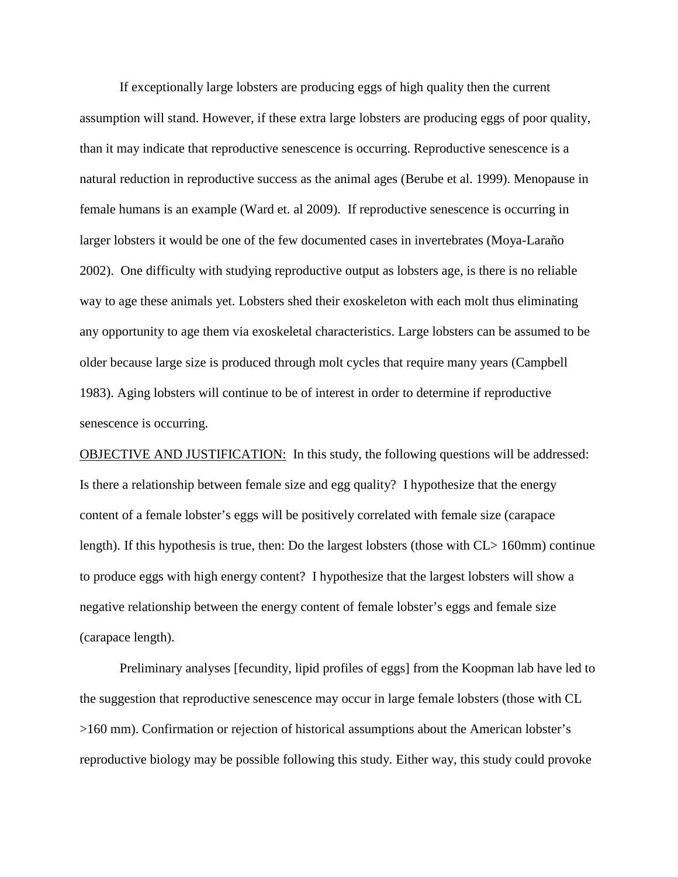If exceptionally large lobsters are producing eggs of high quality then the current assumption will stand. However, if these extra large lobsters are producing eggs of poor quality, than it may indicate that reproductive senescence is occurring. Reproductive senescence is a natural reduction in reproductive success as the animal ages (Berube et al. 1999). Menopause in female humans is an example (Ward et. al 2009). If reproductive senescence is occurring in larger lobsters it would be one of the few documented cases in invertebrates (Moya-Laraño 2002). One difficulty with studying reproductive output as lobsters age, is there is no reliable way to age these animals yet. Lobsters shed their exoskeleton with each molt thus eliminating any opportunity to age them via exoskeletal characteristics. Large lobsters can be assumed to be older because large size is produced through molt cycles that require many years (Campbell 1983). Aging lobsters will continue to be of interest in order to determine if reproductive senescence is occurring.

<u>OBJECTIVE AND JUSTIFICATION:</u> In this study, the following questions will be addressed: Is there a relationship between female size and egg quality? I hypothesize that the energy content of a female lobster's eggs will be positively correlated with female size (carapace length). If this hypothesis is true, then: Do the largest lobsters (those with CL> 160mm) continue to produce eggs with high energy content? I hypothesize that the largest lobsters will show a negative relationship between the energy content of female lobster's eggs and female size (carapace length).

Preliminary analyses [fecundity, lipid profiles of eggs] from the Koopman lab have led to the suggestion that reproductive senescence may occur in large female lobsters (those with CL >160 mm). Confirmation or rejection of historical assumptions about the American lobster's reproductive biology may be possible following this study. Either way, this study could provoke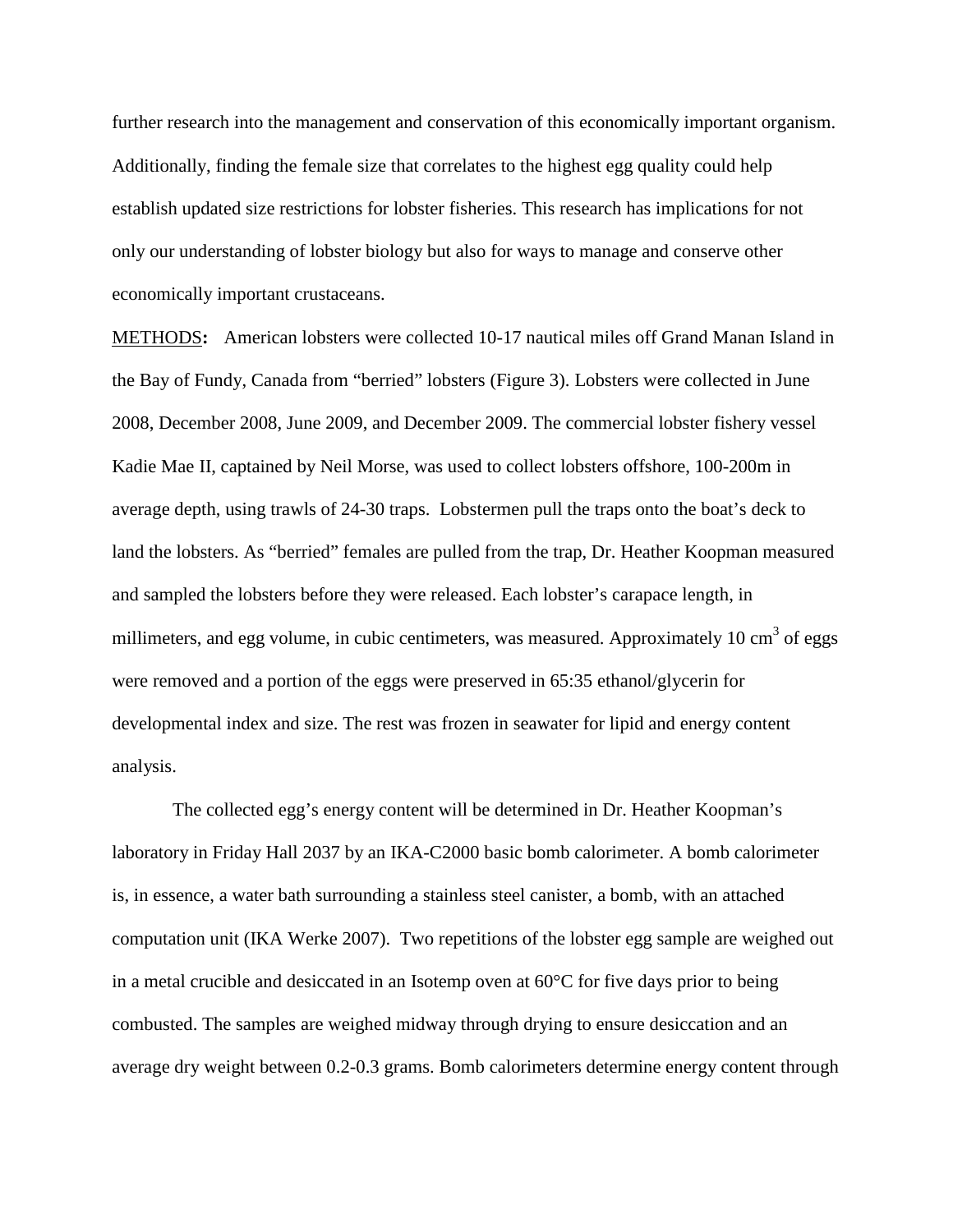further research into the management and conservation of this economically important organism. Additionally, finding the female size that correlates to the highest egg quality could help establish updated size restrictions for lobster fisheries. This research has implications for not only our understanding of lobster biology but also for ways to manage and conserve other economically important crustaceans.

METHODS**:** American lobsters were collected 10-17 nautical miles off Grand Manan Island in the Bay of Fundy, Canada from "berried" lobsters (Figure 3). Lobsters were collected in June 2008, December 2008, June 2009, and December 2009. The commercial lobster fishery vessel Kadie Mae II, captained by Neil Morse, was used to collect lobsters offshore, 100-200m in average depth, using trawls of 24-30 traps. Lobstermen pull the traps onto the boat's deck to land the lobsters. As "berried" females are pulled from the trap, Dr. Heather Koopman measured and sampled the lobsters before they were released. Each lobster's carapace length, in millimeters, and egg volume, in cubic centimeters, was measured. Approximately 10 $cm^3$ of eggs were removed and a portion of the eggs were preserved in 65:35 ethanol/glycerin for developmental index and size. The rest was frozen in seawater for lipid and energy content analysis.

The collected egg's energy content will be determined in Dr. Heather Koopman's laboratory in Friday Hall 2037 by an IKA-C2000 basic bomb calorimeter. A bomb calorimeter is, in essence, a water bath surrounding a stainless steel canister, a bomb, with an attached computation unit (IKA Werke 2007). Two repetitions of the lobster egg sample are weighed out in a metal crucible and desiccated in an Isotemp oven at 60°C for five days prior to being combusted. The samples are weighed midway through drying to ensure desiccation and an average dry weight between 0.2-0.3 grams. Bomb calorimeters determine energy content through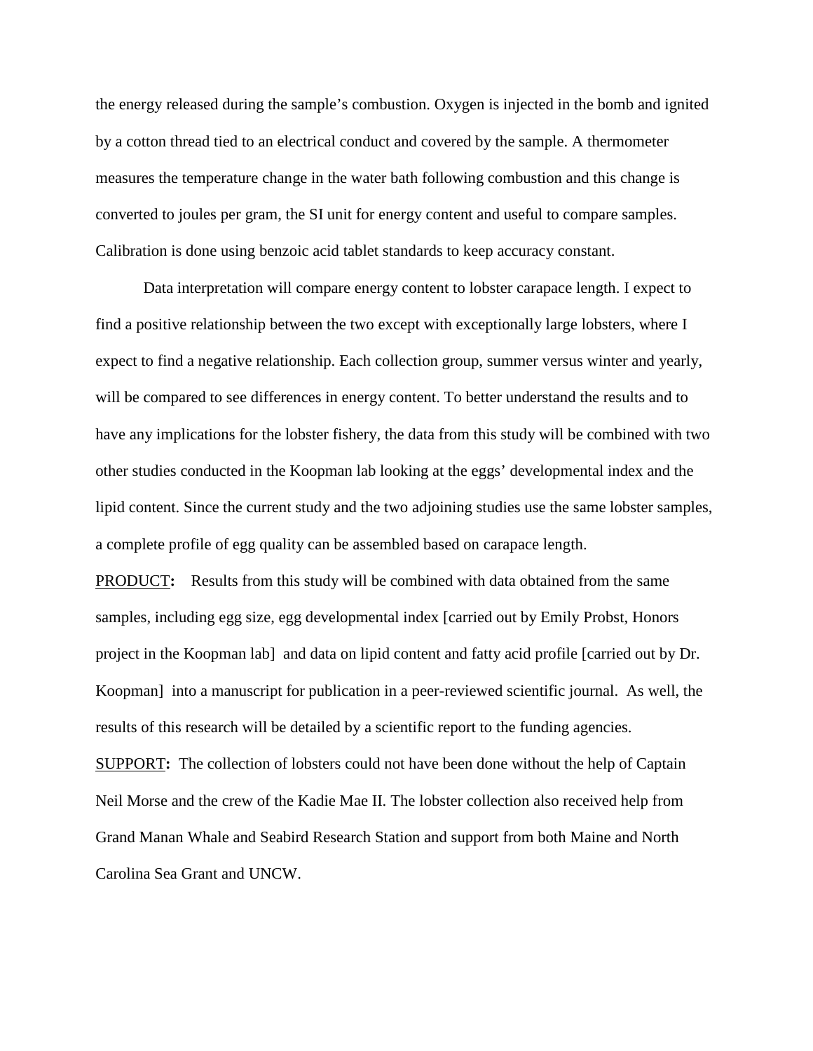the energy released during the sample's combustion. Oxygen is injected in the bomb and ignited by a cotton thread tied to an electrical conduct and covered by the sample. A thermometer measures the temperature change in the water bath following combustion and this change is converted to joules per gram, the SI unit for energy content and useful to compare samples. Calibration is done using benzoic acid tablet standards to keep accuracy constant.

Data interpretation will compare energy content to lobster carapace length. I expect to find a positive relationship between the two except with exceptionally large lobsters, where I expect to find a negative relationship. Each collection group, summer versus winter and yearly, will be compared to see differences in energy content. To better understand the results and to have any implications for the lobster fishery, the data from this study will be combined with two other studies conducted in the Koopman lab looking at the eggs' developmental index and the lipid content. Since the current study and the two adjoining studies use the same lobster samples, a complete profile of egg quality can be assembled based on carapace length.

<u>PRODUCT</u>**:** Results from this study will be combined with data obtained from the same samples, including egg size, egg developmental index [carried out by Emily Probst, Honors project in the Koopman lab] and data on lipid content and fatty acid profile [carried out by Dr. Koopman] into a manuscript for publication in a peer-reviewed scientific journal. As well, the results of this research will be detailed by a scientific report to the funding agencies.

<u>SUPPORT</u>**:** The collection of lobsters could not have been done without the help of Captain Neil Morse and the crew of the Kadie Mae II. The lobster collection also received help from Grand Manan Whale and Seabird Research Station and support from both Maine and North Carolina Sea Grant and UNCW.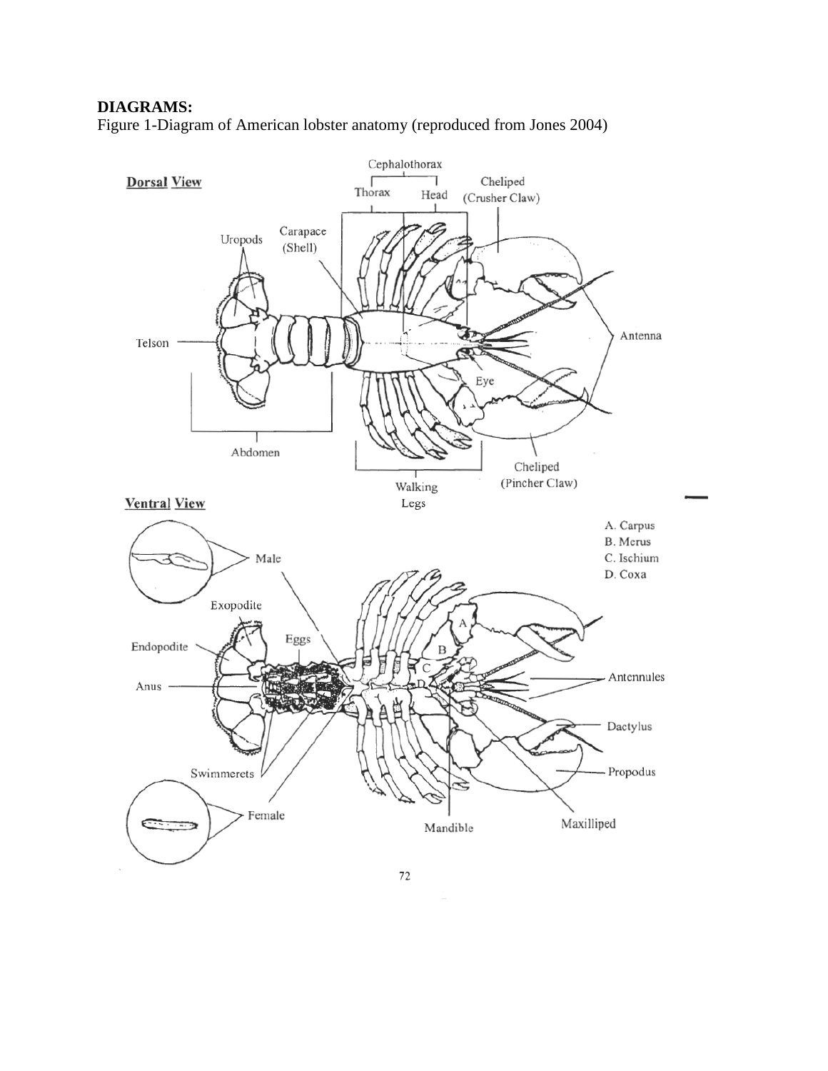**DIAGRAMS:**

Figure 1-Diagram of American lobster anatomy (reproduced from Jones 2004)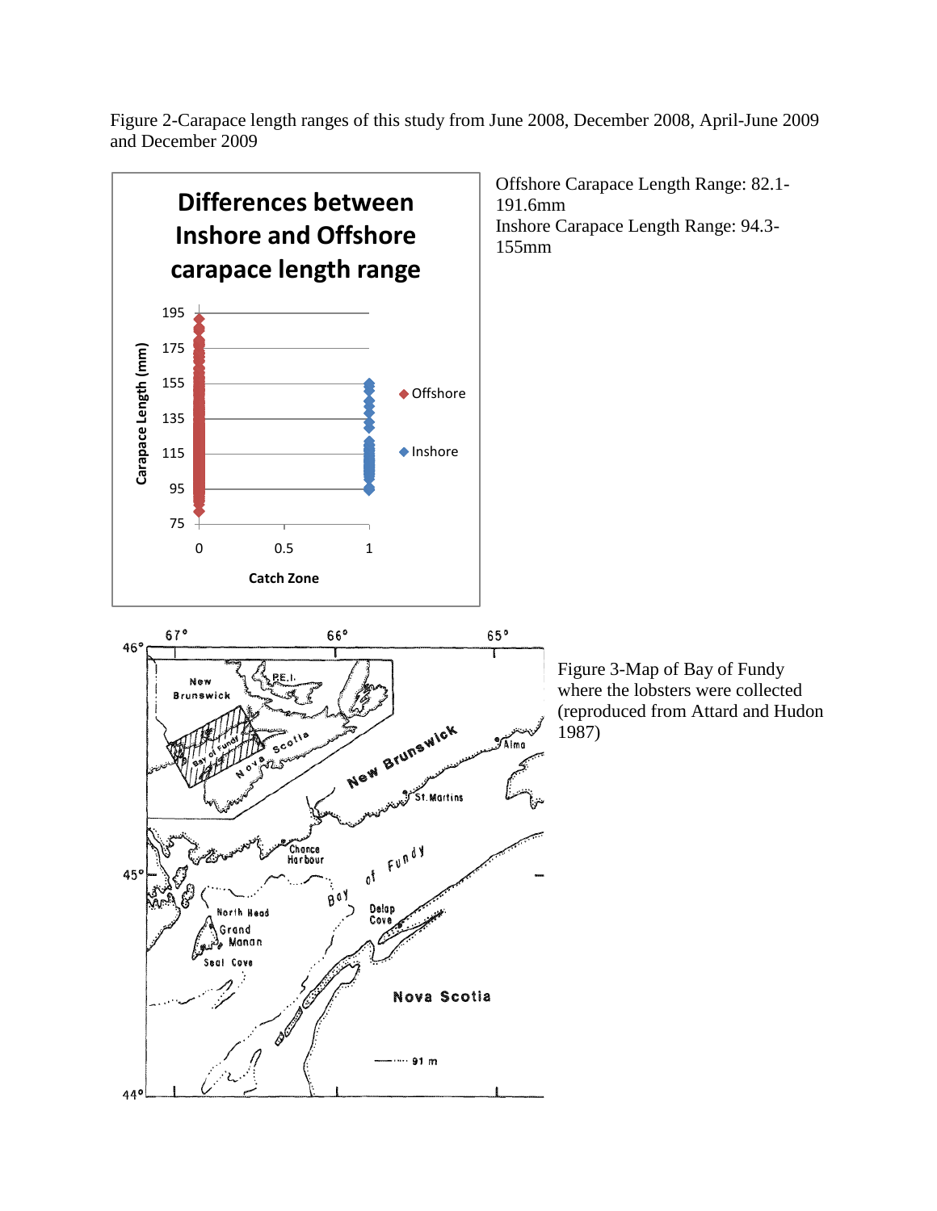Figure 2-Carapace length ranges of this study from June 2008, December 2008, April-June 2009 and December 2009

Offshore Carapace Length Range: 82.1-191.6mm
Inshore Carapace Length Range: 94.3-155mm

Figure 3-Map of Bay of Fundy where the lobsters were collected (reproduced from Attard and Hudon 1987)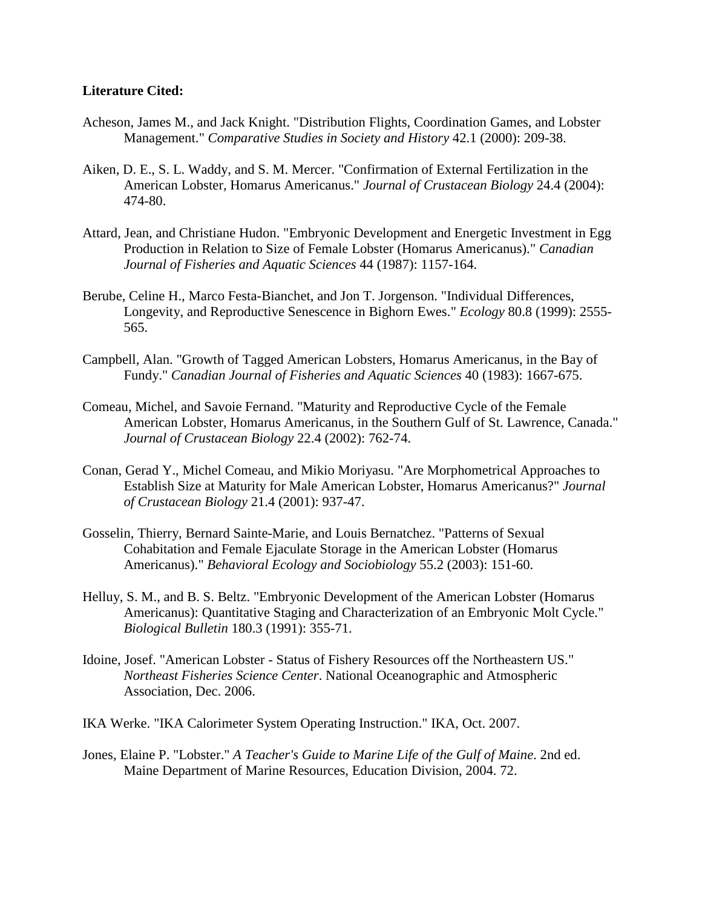**Literature Cited:**

Acheson, James M., and Jack Knight. "Distribution Flights, Coordination Games, and Lobster Management." *Comparative Studies in Society and History* 42.1 (2000): 209-38.

Aiken, D. E., S. L. Waddy, and S. M. Mercer. "Confirmation of External Fertilization in the American Lobster, Homarus Americanus." *Journal of Crustacean Biology* 24.4 (2004): 474-80.

Attard, Jean, and Christiane Hudon. "Embryonic Development and Energetic Investment in Egg Production in Relation to Size of Female Lobster (Homarus Americanus)." *Canadian Journal of Fisheries and Aquatic Sciences* 44 (1987): 1157-164.

Berube, Celine H., Marco Festa-Bianchet, and Jon T. Jorgenson. "Individual Differences, Longevity, and Reproductive Senescence in Bighorn Ewes." *Ecology* 80.8 (1999): 2555-565.

Campbell, Alan. "Growth of Tagged American Lobsters, Homarus Americanus, in the Bay of Fundy." *Canadian Journal of Fisheries and Aquatic Sciences* 40 (1983): 1667-675.

Comeau, Michel, and Savoie Fernand. "Maturity and Reproductive Cycle of the Female American Lobster, Homarus Americanus, in the Southern Gulf of St. Lawrence, Canada." *Journal of Crustacean Biology* 22.4 (2002): 762-74.

Conan, Gerad Y., Michel Comeau, and Mikio Moriyasu. "Are Morphometrical Approaches to Establish Size at Maturity for Male American Lobster, Homarus Americanus?" *Journal of Crustacean Biology* 21.4 (2001): 937-47.

Gosselin, Thierry, Bernard Sainte-Marie, and Louis Bernatchez. "Patterns of Sexual Cohabitation and Female Ejaculate Storage in the American Lobster (Homarus Americanus)." *Behavioral Ecology and Sociobiology* 55.2 (2003): 151-60.

Helluy, S. M., and B. S. Beltz. "Embryonic Development of the American Lobster (Homarus Americanus): Quantitative Staging and Characterization of an Embryonic Molt Cycle." *Biological Bulletin* 180.3 (1991): 355-71.

Idoine, Josef. "American Lobster - Status of Fishery Resources off the Northeastern US." *Northeast Fisheries Science Center*. National Oceanographic and Atmospheric Association, Dec. 2006.

IKA Werke. "IKA Calorimeter System Operating Instruction." IKA, Oct. 2007.

Jones, Elaine P. "Lobster." *A Teacher's Guide to Marine Life of the Gulf of Maine*. 2nd ed. Maine Department of Marine Resources, Education Division, 2004. 72.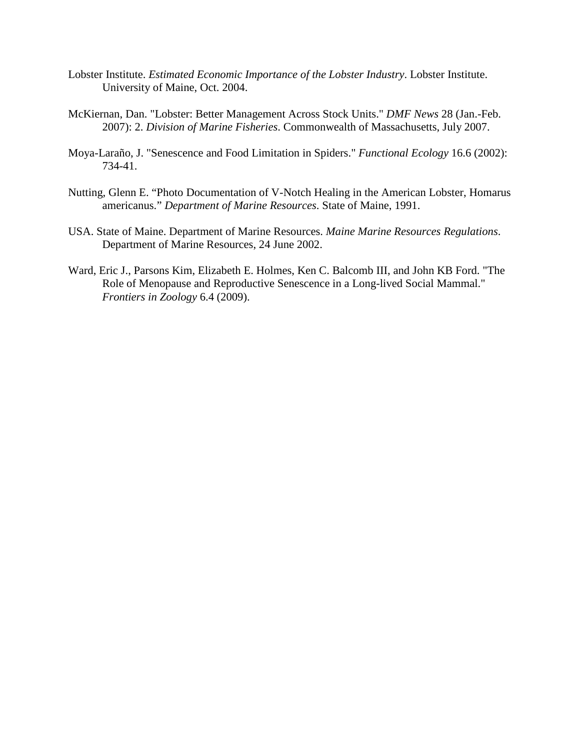Lobster Institute. *Estimated Economic Importance of the Lobster Industry*. Lobster Institute. University of Maine, Oct. 2004.

McKiernan, Dan. "Lobster: Better Management Across Stock Units." *DMF News* 28 (Jan.-Feb. 2007): 2. *Division of Marine Fisheries*. Commonwealth of Massachusetts, July 2007.

Moya-Laraño, J. "Senescence and Food Limitation in Spiders." *Functional Ecology* 16.6 (2002): 734-41.

Nutting, Glenn E. "Photo Documentation of V-Notch Healing in the American Lobster, Homarus americanus." *Department of Marine Resources*. State of Maine, 1991.

USA. State of Maine. Department of Marine Resources. *Maine Marine Resources Regulations*. Department of Marine Resources, 24 June 2002.

Ward, Eric J., Parsons Kim, Elizabeth E. Holmes, Ken C. Balcomb III, and John KB Ford. "The Role of Menopause and Reproductive Senescence in a Long-lived Social Mammal." *Frontiers in Zoology* 6.4 (2009).